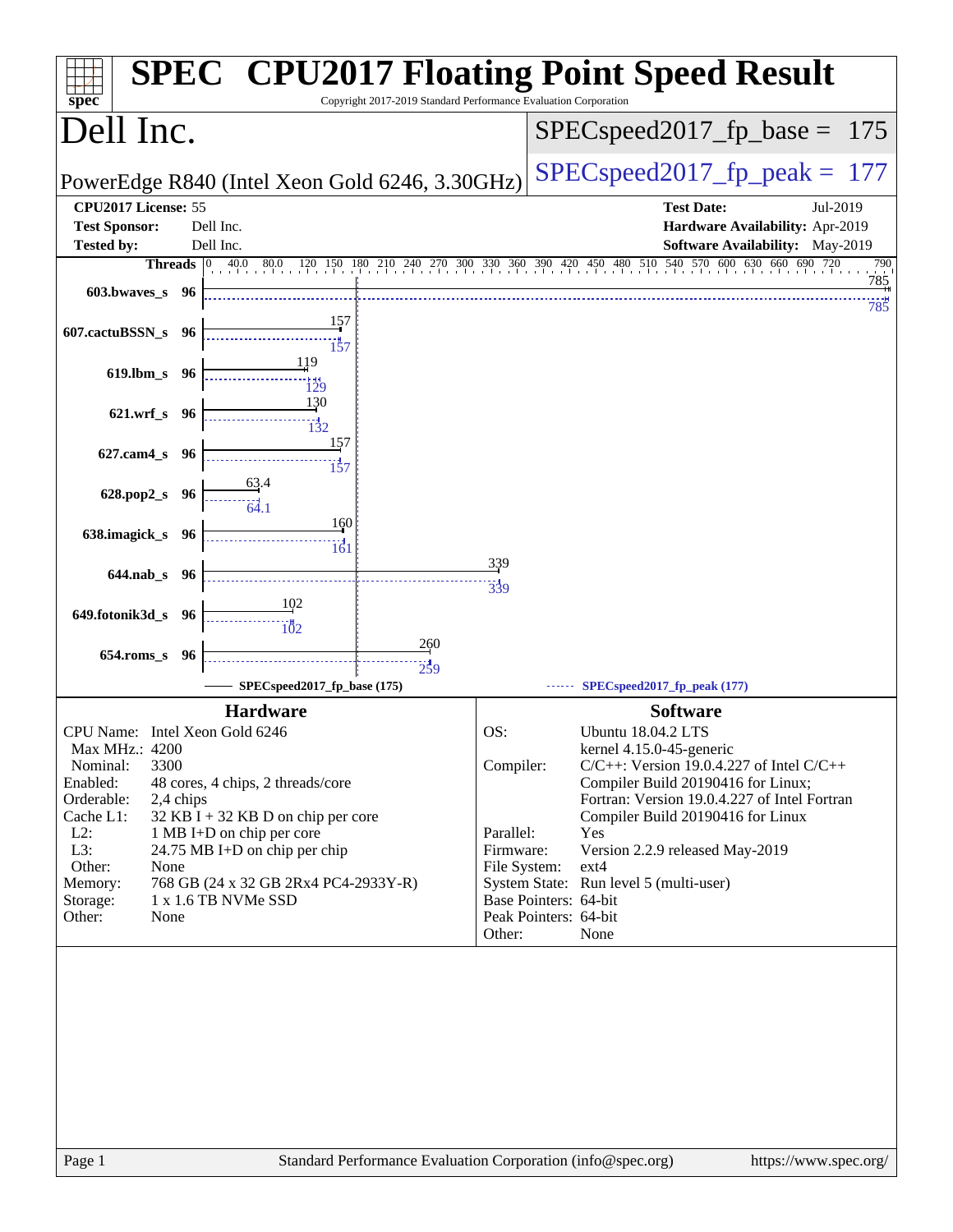# SPEC® CPU2017 Floating Point Speed Result

Copyright 2017-2019 Standard Performance Evaluation Corporation

## Dell Inc.

PowerEdge R840 (Intel Xeon Gold 6246, 3.30GHz)

SPECspeed2017_fp_base = 175

SPECspeed2017_fp_peak = 177

| | | | |
|---|---|---|---|
| **CPU2017 License:** | 55 | **Test Date:** | Jul-2019 |
| **Test Sponsor:** | Dell Inc. | **Hardware Availability:** | Apr-2019 |
| **Tested by:** | Dell Inc. | **Software Availability:** | May-2019 |

| Benchmark | Threads | Base | Peak |
|---|---|---|---|
| 603.bwaves_s | 96 | 785 | 785 |
| 607.cactuBSSN_s | 96 | 157 | 157 |
| 619.lbm_s | 96 | 119 | 129 |
| 621.wrf_s | 96 | 130 | 132 |
| 627.cam4_s | 96 | 157 | 157 |
| 628.pop2_s | 96 | 63.4 | 64.1 |
| 638.imagick_s | 96 | 160 | 161 |
| 644.nab_s | 96 | 339 | 339 |
| 649.fotonik3d_s | 96 | 102 | 102 |
| 654.roms_s | 96 | 260 | 259 |

SPECspeed2017_fp_base (175) — SPECspeed2017_fp_peak (177)

### Hardware

| | |
|---|---|
| CPU Name: | Intel Xeon Gold 6246 |
| Max MHz.: | 4200 |
| Nominal: | 3300 |
| Enabled: | 48 cores, 4 chips, 2 threads/core |
| Orderable: | 2,4 chips |
| Cache L1: | 32 KB I + 32 KB D on chip per core |
| L2: | 1 MB I+D on chip per core |
| L3: | 24.75 MB I+D on chip per chip |
| Other: | None |
| Memory: | 768 GB (24 x 32 GB 2Rx4 PC4-2933Y-R) |
| Storage: | 1 x 1.6 TB NVMe SSD |
| Other: | None |

### Software

| | |
|---|---|
| OS: | Ubuntu 18.04.2 LTS<br>kernel 4.15.0-45-generic |
| Compiler: | C/C++: Version 19.0.4.227 of Intel C/C++ Compiler Build 20190416 for Linux;<br>Fortran: Version 19.0.4.227 of Intel Fortran Compiler Build 20190416 for Linux |
| Parallel: | Yes |
| Firmware: | Version 2.2.9 released May-2019 |
| File System: | ext4 |
| System State: | Run level 5 (multi-user) |
| Base Pointers: | 64-bit |
| Peak Pointers: | 64-bit |
| Other: | None |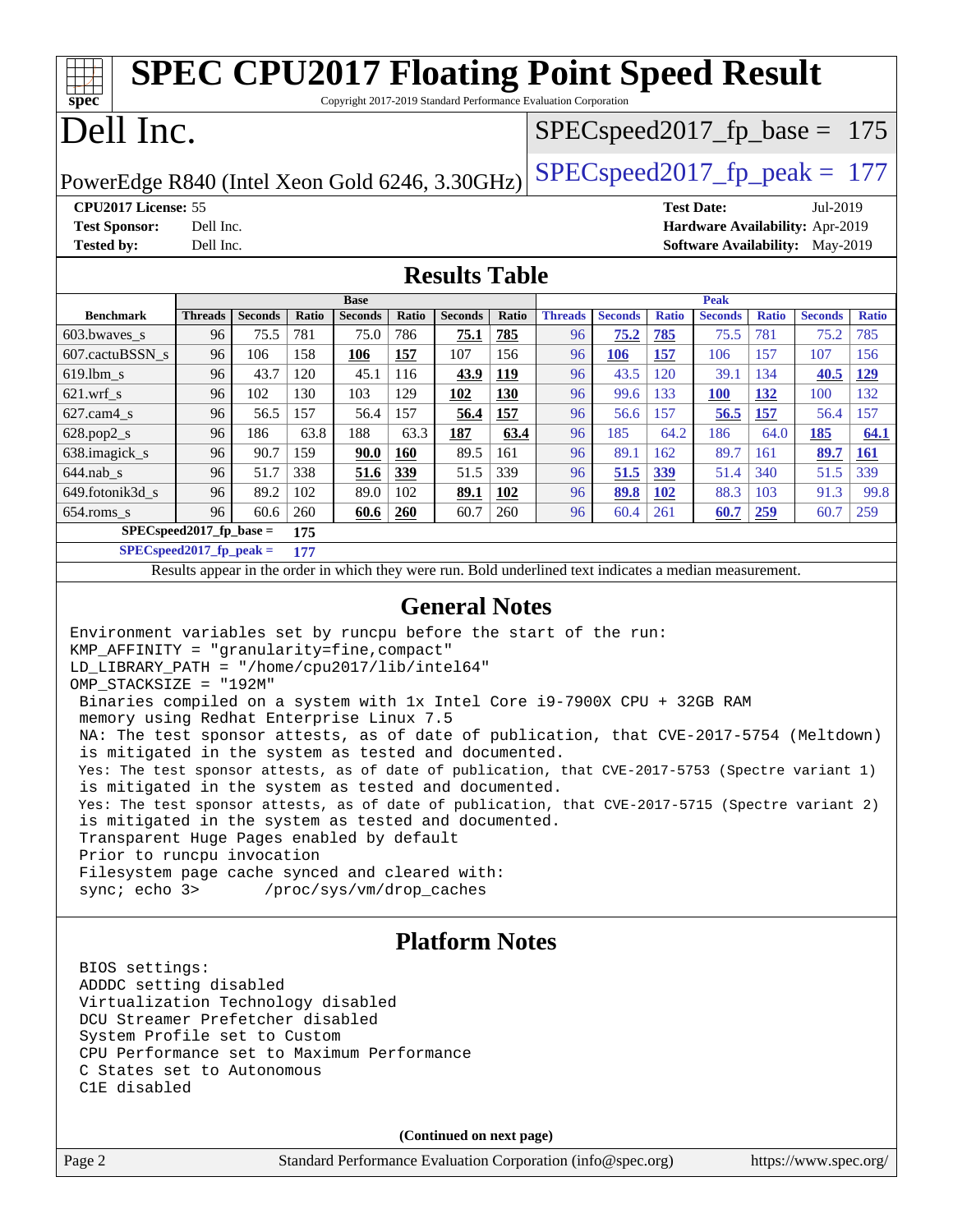# SPEC CPU2017 Floating Point Speed Result

Copyright 2017-2019 Standard Performance Evaluation Corporation

# Dell Inc.

PowerEdge R840 (Intel Xeon Gold 6246, 3.30GHz)

SPECspeed2017_fp_base = 175

SPECspeed2017_fp_peak = 177

**CPU2017 License:** 55
**Test Sponsor:** Dell Inc.
**Tested by:** Dell Inc.

**Test Date:** Jul-2019
**Hardware Availability:** Apr-2019
**Software Availability:** May-2019

## Results Table

| Benchmark | Base | | | | | | | Peak | | | | | | |
|---|---|---|---|---|---|---|---|---|---|---|---|---|---|---|
| | Threads | Seconds | Ratio | Seconds | Ratio | Seconds | Ratio | Threads | Seconds | Ratio | Seconds | Ratio | Seconds | Ratio |
| 603.bwaves_s | 96 | 75.5 | 781 | 75.0 | 786 | **75.1** | **785** | 96 | **75.2** | **785** | 75.5 | 781 | 75.2 | 785 |
| 607.cactuBSSN_s | 96 | 106 | 158 | **106** | **157** | 107 | 156 | 96 | **106** | **157** | 106 | 157 | 107 | 156 |
| 619.lbm_s | 96 | 43.7 | 120 | 45.1 | 116 | **43.9** | **119** | 96 | 43.5 | 120 | 39.1 | 134 | **40.5** | **129** |
| 621.wrf_s | 96 | 102 | 130 | 103 | 129 | **102** | **130** | 96 | 99.6 | 133 | **100** | **132** | 100 | 132 |
| 627.cam4_s | 96 | 56.5 | 157 | 56.4 | 157 | **56.4** | **157** | 96 | 56.6 | 157 | **56.5** | **157** | 56.4 | 157 |
| 628.pop2_s | 96 | 186 | 63.8 | 188 | 63.3 | **187** | **63.4** | 96 | 185 | 64.2 | 186 | 64.0 | **185** | **64.1** |
| 638.imagick_s | 96 | 90.7 | 159 | **90.0** | **160** | 89.5 | 161 | 96 | 89.1 | 162 | 89.7 | 161 | **89.7** | **161** |
| 644.nab_s | 96 | 51.7 | 338 | **51.6** | **339** | 51.5 | 339 | 96 | **51.5** | **339** | 51.4 | 340 | 51.5 | 339 |
| 649.fotonik3d_s | 96 | 89.2 | 102 | 89.0 | 102 | **89.1** | **102** | 96 | **89.8** | **102** | 88.3 | 103 | 91.3 | 99.8 |
| 654.roms_s | 96 | 60.6 | 260 | **60.6** | **260** | 60.7 | 260 | 96 | 60.4 | 261 | **60.7** | **259** | 60.7 | 259 |

**SPECspeed2017_fp_base =** **175**

**SPECspeed2017_fp_peak =** **177**

Results appear in the order in which they were run. Bold underlined text indicates a median measurement.

## General Notes

```
Environment variables set by runcpu before the start of the run:
KMP_AFFINITY = "granularity=fine,compact"
LD_LIBRARY_PATH = "/home/cpu2017/lib/intel64"
OMP_STACKSIZE = "192M"
 Binaries compiled on a system with 1x Intel Core i9-7900X CPU + 32GB RAM
 memory using Redhat Enterprise Linux 7.5
 NA: The test sponsor attests, as of date of publication, that CVE-2017-5754 (Meltdown)
 is mitigated in the system as tested and documented.
 Yes: The test sponsor attests, as of date of publication, that CVE-2017-5753 (Spectre variant 1)
 is mitigated in the system as tested and documented.
 Yes: The test sponsor attests, as of date of publication, that CVE-2017-5715 (Spectre variant 2)
 is mitigated in the system as tested and documented.
 Transparent Huge Pages enabled by default
 Prior to runcpu invocation
 Filesystem page cache synced and cleared with:
 sync; echo 3>       /proc/sys/vm/drop_caches
```

## Platform Notes

```
 BIOS settings:
 ADDDC setting disabled
 Virtualization Technology disabled
 DCU Streamer Prefetcher disabled
 System Profile set to Custom
 CPU Performance set to Maximum Performance
 C States set to Autonomous
 C1E disabled
```

**(Continued on next page)**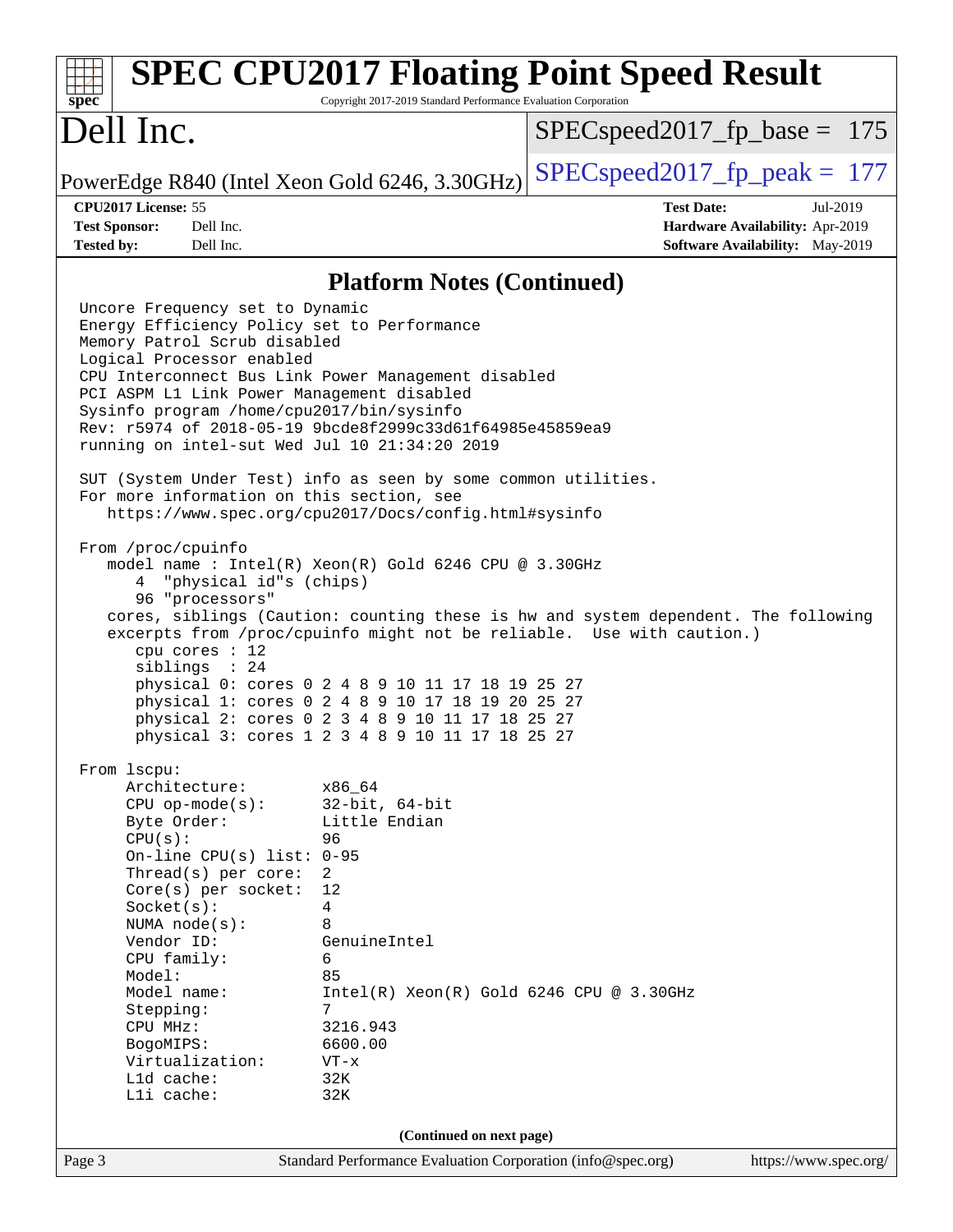# SPEC CPU2017 Floating Point Speed Result

Copyright 2017-2019 Standard Performance Evaluation Corporation

# Dell Inc.

PowerEdge R840 (Intel Xeon Gold 6246, 3.30GHz)

SPECspeed2017_fp_base = 175

SPECspeed2017_fp_peak = 177

**CPU2017 License:** 55
**Test Sponsor:** Dell Inc.
**Tested by:** Dell Inc.

**Test Date:** Jul-2019
**Hardware Availability:** Apr-2019
**Software Availability:** May-2019

## Platform Notes (Continued)

```
Uncore Frequency set to Dynamic
Energy Efficiency Policy set to Performance
Memory Patrol Scrub disabled
Logical Processor enabled
CPU Interconnect Bus Link Power Management disabled
PCI ASPM L1 Link Power Management disabled
Sysinfo program /home/cpu2017/bin/sysinfo
Rev: r5974 of 2018-05-19 9bcde8f2999c33d61f64985e45859ea9
running on intel-sut Wed Jul 10 21:34:20 2019

SUT (System Under Test) info as seen by some common utilities.
For more information on this section, see
   https://www.spec.org/cpu2017/Docs/config.html#sysinfo

From /proc/cpuinfo
   model name : Intel(R) Xeon(R) Gold 6246 CPU @ 3.30GHz
      4  "physical id"s (chips)
      96 "processors"
   cores, siblings (Caution: counting these is hw and system dependent. The following
   excerpts from /proc/cpuinfo might not be reliable.  Use with caution.)
      cpu cores : 12
      siblings  : 24
      physical 0: cores 0 2 4 8 9 10 11 17 18 19 25 27
      physical 1: cores 0 2 4 8 9 10 17 18 19 20 25 27
      physical 2: cores 0 2 3 4 8 9 10 11 17 18 25 27
      physical 3: cores 1 2 3 4 8 9 10 11 17 18 25 27

From lscpu:
     Architecture:        x86_64
     CPU op-mode(s):      32-bit, 64-bit
     Byte Order:          Little Endian
     CPU(s):              96
     On-line CPU(s) list: 0-95
     Thread(s) per core:  2
     Core(s) per socket:  12
     Socket(s):           4
     NUMA node(s):        8
     Vendor ID:           GenuineIntel
     CPU family:          6
     Model:               85
     Model name:          Intel(R) Xeon(R) Gold 6246 CPU @ 3.30GHz
     Stepping:            7
     CPU MHz:             3216.943
     BogoMIPS:            6600.00
     Virtualization:      VT-x
     L1d cache:           32K
     L1i cache:           32K
```

(Continued on next page)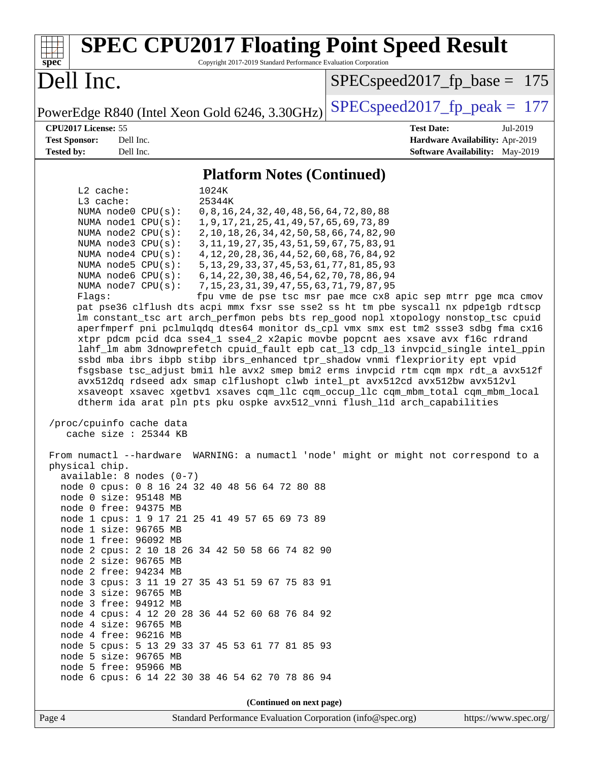# SPEC CPU2017 Floating Point Speed Result

Copyright 2017-2019 Standard Performance Evaluation Corporation

**Dell Inc.**

PowerEdge R840 (Intel Xeon Gold 6246, 3.30GHz)

SPECspeed2017_fp_base = 175

SPECspeed2017_fp_peak = 177

**CPU2017 License:** 55
**Test Sponsor:** Dell Inc.
**Tested by:** Dell Inc.

**Test Date:** Jul-2019
**Hardware Availability:** Apr-2019
**Software Availability:** May-2019

## Platform Notes (Continued)

```
    L2 cache:              1024K
    L3 cache:              25344K
    NUMA node0 CPU(s):     0,8,16,24,32,40,48,56,64,72,80,88
    NUMA node1 CPU(s):     1,9,17,21,25,41,49,57,65,69,73,89
    NUMA node2 CPU(s):     2,10,18,26,34,42,50,58,66,74,82,90
    NUMA node3 CPU(s):     3,11,19,27,35,43,51,59,67,75,83,91
    NUMA node4 CPU(s):     4,12,20,28,36,44,52,60,68,76,84,92
    NUMA node5 CPU(s):     5,13,29,33,37,45,53,61,77,81,85,93
    NUMA node6 CPU(s):     6,14,22,30,38,46,54,62,70,78,86,94
    NUMA node7 CPU(s):     7,15,23,31,39,47,55,63,71,79,87,95
    Flags:                 fpu vme de pse tsc msr pae mce cx8 apic sep mtrr pge mca cmov
    pat pse36 clflush dts acpi mmx fxsr sse sse2 ss ht tm pbe syscall nx pdpe1gb rdtscp
    lm constant_tsc art arch_perfmon pebs bts rep_good nopl xtopology nonstop_tsc cpuid
    aperfmperf pni pclmulqdq dtes64 monitor ds_cpl vmx smx est tm2 ssse3 sdbg fma cx16
    xtpr pdcm pcid dca sse4_1 sse4_2 x2apic movbe popcnt aes xsave avx f16c rdrand
    lahf_lm abm 3dnowprefetch cpuid_fault epb cat_l3 cdp_l3 invpcid_single intel_ppin
    ssbd mba ibrs ibpb stibp ibrs_enhanced tpr_shadow vnmi flexpriority ept vpid
    fsgsbase tsc_adjust bmi1 hle avx2 smep bmi2 erms invpcid rtm cqm mpx rdt_a avx512f
    avx512dq rdseed adx smap clflushopt clwb intel_pt avx512cd avx512bw avx512vl
    xsaveopt xsavec xgetbv1 xsaves cqm_llc cqm_occup_llc cqm_mbm_total cqm_mbm_local
    dtherm ida arat pln pts pku ospke avx512_vnni flush_l1d arch_capabilities

 /proc/cpuinfo cache data
    cache size : 25344 KB

 From numactl --hardware  WARNING: a numactl 'node' might or might not correspond to a
 physical chip.
   available: 8 nodes (0-7)
   node 0 cpus: 0 8 16 24 32 40 48 56 64 72 80 88
   node 0 size: 95148 MB
   node 0 free: 94375 MB
   node 1 cpus: 1 9 17 21 25 41 49 57 65 69 73 89
   node 1 size: 96765 MB
   node 1 free: 96092 MB
   node 2 cpus: 2 10 18 26 34 42 50 58 66 74 82 90
   node 2 size: 96765 MB
   node 2 free: 94234 MB
   node 3 cpus: 3 11 19 27 35 43 51 59 67 75 83 91
   node 3 size: 96765 MB
   node 3 free: 94912 MB
   node 4 cpus: 4 12 20 28 36 44 52 60 68 76 84 92
   node 4 size: 96765 MB
   node 4 free: 96216 MB
   node 5 cpus: 5 13 29 33 37 45 53 61 77 81 85 93
   node 5 size: 96765 MB
   node 5 free: 95966 MB
   node 6 cpus: 6 14 22 30 38 46 54 62 70 78 86 94
```

(Continued on next page)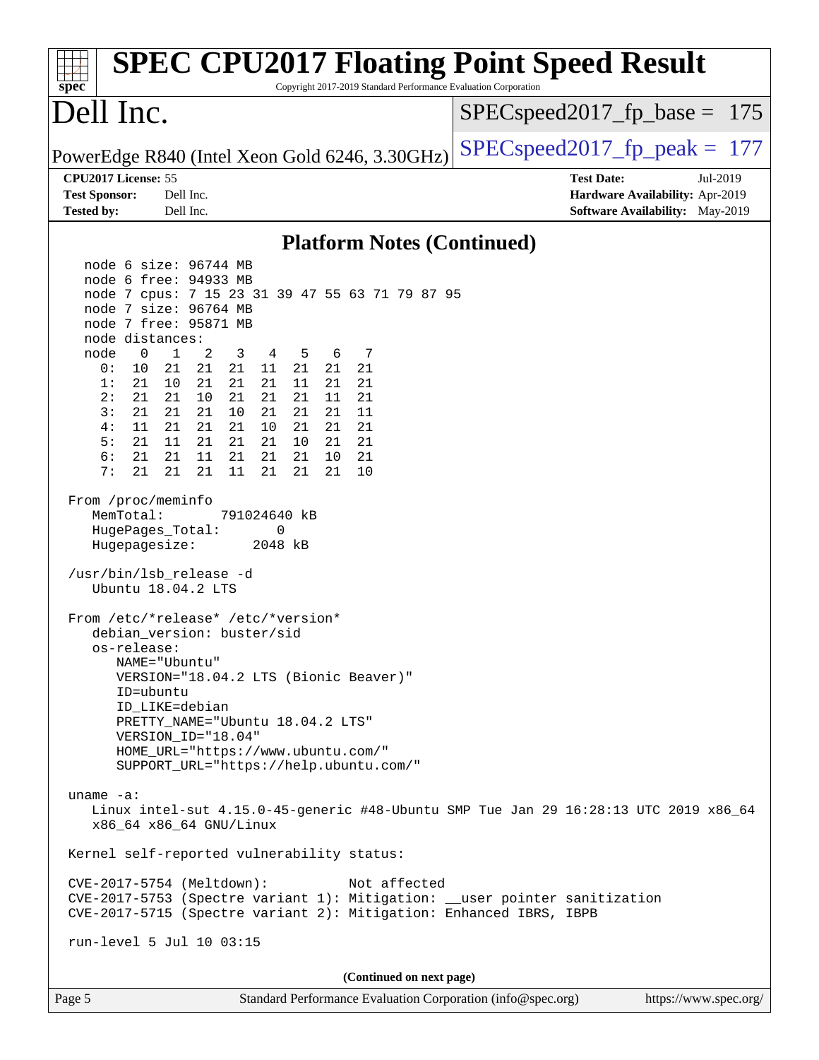## Platform Notes (Continued)

```
   node 6 size: 96744 MB
   node 6 free: 94933 MB
   node 7 cpus: 7 15 23 31 39 47 55 63 71 79 87 95
   node 7 size: 96764 MB
   node 7 free: 95871 MB
   node distances:
   node   0   1   2   3   4   5   6   7
     0:  10  21  21  21  11  21  21  21
     1:  21  10  21  21  21  11  21  21
     2:  21  21  10  21  21  21  11  21
     3:  21  21  21  10  21  21  21  11
     4:  11  21  21  21  10  21  21  21
     5:  21  11  21  21  21  10  21  21
     6:  21  21  11  21  21  21  10  21
     7:  21  21  21  11  21  21  21  10

 From /proc/meminfo
    MemTotal:       791024640 kB
    HugePages_Total:       0
    Hugepagesize:       2048 kB

 /usr/bin/lsb_release -d
    Ubuntu 18.04.2 LTS

 From /etc/*release* /etc/*version*
    debian_version: buster/sid
    os-release:
       NAME="Ubuntu"
       VERSION="18.04.2 LTS (Bionic Beaver)"
       ID=ubuntu
       ID_LIKE=debian
       PRETTY_NAME="Ubuntu 18.04.2 LTS"
       VERSION_ID="18.04"
       HOME_URL="https://www.ubuntu.com/"
       SUPPORT_URL="https://help.ubuntu.com/"

 uname -a:
    Linux intel-sut 4.15.0-45-generic #48-Ubuntu SMP Tue Jan 29 16:28:13 UTC 2019 x86_64
    x86_64 x86_64 GNU/Linux

 Kernel self-reported vulnerability status:

 CVE-2017-5754 (Meltdown):          Not affected
 CVE-2017-5753 (Spectre variant 1): Mitigation: __user pointer sanitization
 CVE-2017-5715 (Spectre variant 2): Mitigation: Enhanced IBRS, IBPB

 run-level 5 Jul 10 03:15
```

(Continued on next page)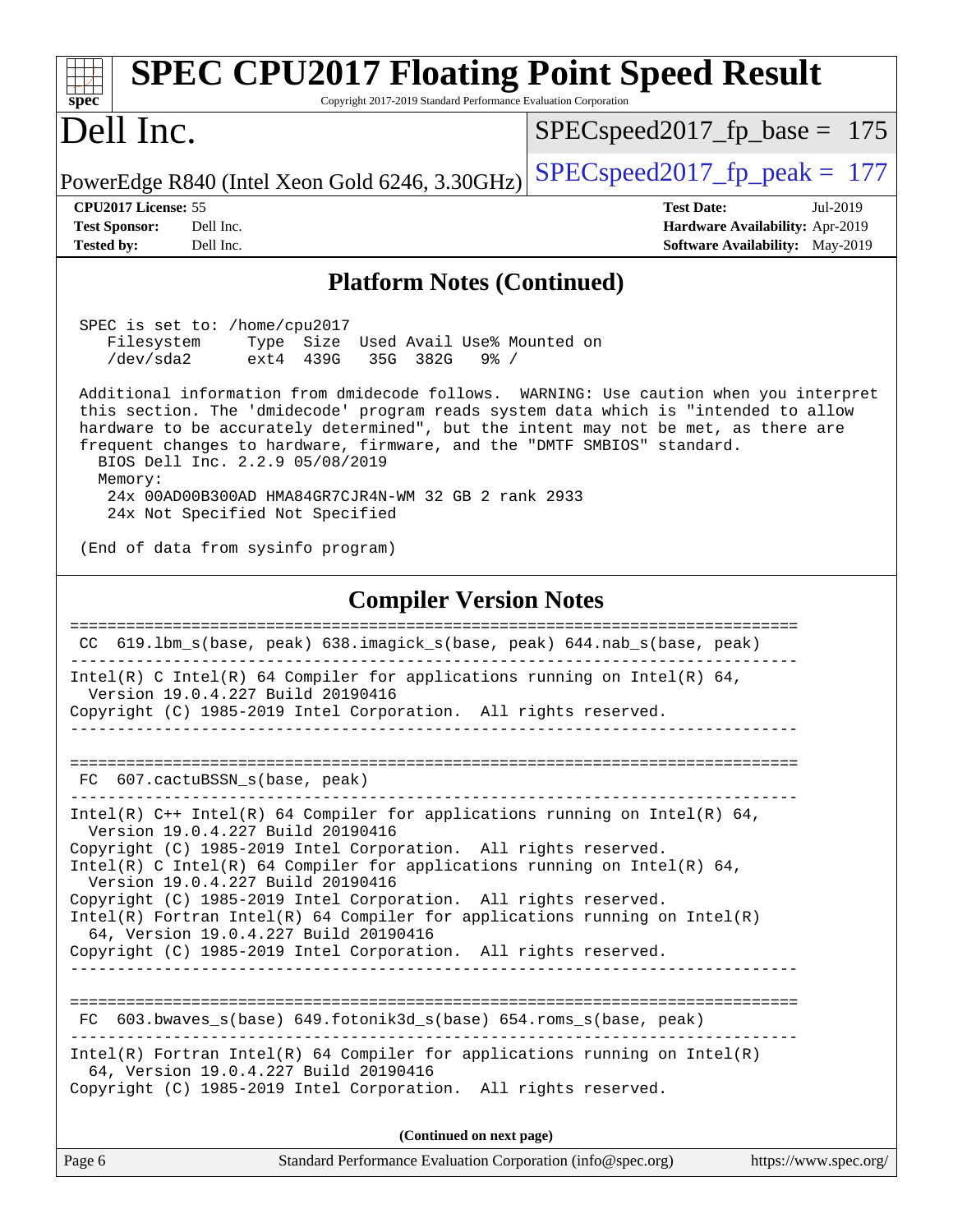# SPEC CPU2017 Floating Point Speed Result

Copyright 2017-2019 Standard Performance Evaluation Corporation

## Dell Inc.

PowerEdge R840 (Intel Xeon Gold 6246, 3.30GHz)

SPECspeed2017_fp_base = 175

SPECspeed2017_fp_peak = 177

**CPU2017 License:** 55
**Test Sponsor:** Dell Inc.
**Tested by:** Dell Inc.

**Test Date:** Jul-2019
**Hardware Availability:** Apr-2019
**Software Availability:** May-2019

### Platform Notes (Continued)

```
 SPEC is set to: /home/cpu2017
    Filesystem     Type  Size  Used Avail Use% Mounted on
    /dev/sda2      ext4  439G   35G  382G   9% /

 Additional information from dmidecode follows.  WARNING: Use caution when you interpret
 this section. The 'dmidecode' program reads system data which is "intended to allow
 hardware to be accurately determined", but the intent may not be met, as there are
 frequent changes to hardware, firmware, and the "DMTF SMBIOS" standard.
   BIOS Dell Inc. 2.2.9 05/08/2019
   Memory:
     24x 00AD00B300AD HMA84GR7CJR4N-WM 32 GB 2 rank 2933
     24x Not Specified Not Specified

 (End of data from sysinfo program)
```

### Compiler Version Notes

```
==============================================================================
 CC  619.lbm_s(base, peak) 638.imagick_s(base, peak) 644.nab_s(base, peak)
------------------------------------------------------------------------------
Intel(R) C Intel(R) 64 Compiler for applications running on Intel(R) 64,
  Version 19.0.4.227 Build 20190416
Copyright (C) 1985-2019 Intel Corporation.  All rights reserved.
------------------------------------------------------------------------------

==============================================================================
 FC  607.cactuBSSN_s(base, peak)
------------------------------------------------------------------------------
Intel(R) C++ Intel(R) 64 Compiler for applications running on Intel(R) 64,
  Version 19.0.4.227 Build 20190416
Copyright (C) 1985-2019 Intel Corporation.  All rights reserved.
Intel(R) C Intel(R) 64 Compiler for applications running on Intel(R) 64,
  Version 19.0.4.227 Build 20190416
Copyright (C) 1985-2019 Intel Corporation.  All rights reserved.
Intel(R) Fortran Intel(R) 64 Compiler for applications running on Intel(R)
  64, Version 19.0.4.227 Build 20190416
Copyright (C) 1985-2019 Intel Corporation.  All rights reserved.
------------------------------------------------------------------------------

==============================================================================
 FC  603.bwaves_s(base) 649.fotonik3d_s(base) 654.roms_s(base, peak)
------------------------------------------------------------------------------
Intel(R) Fortran Intel(R) 64 Compiler for applications running on Intel(R)
  64, Version 19.0.4.227 Build 20190416
Copyright (C) 1985-2019 Intel Corporation.  All rights reserved.
```

**(Continued on next page)**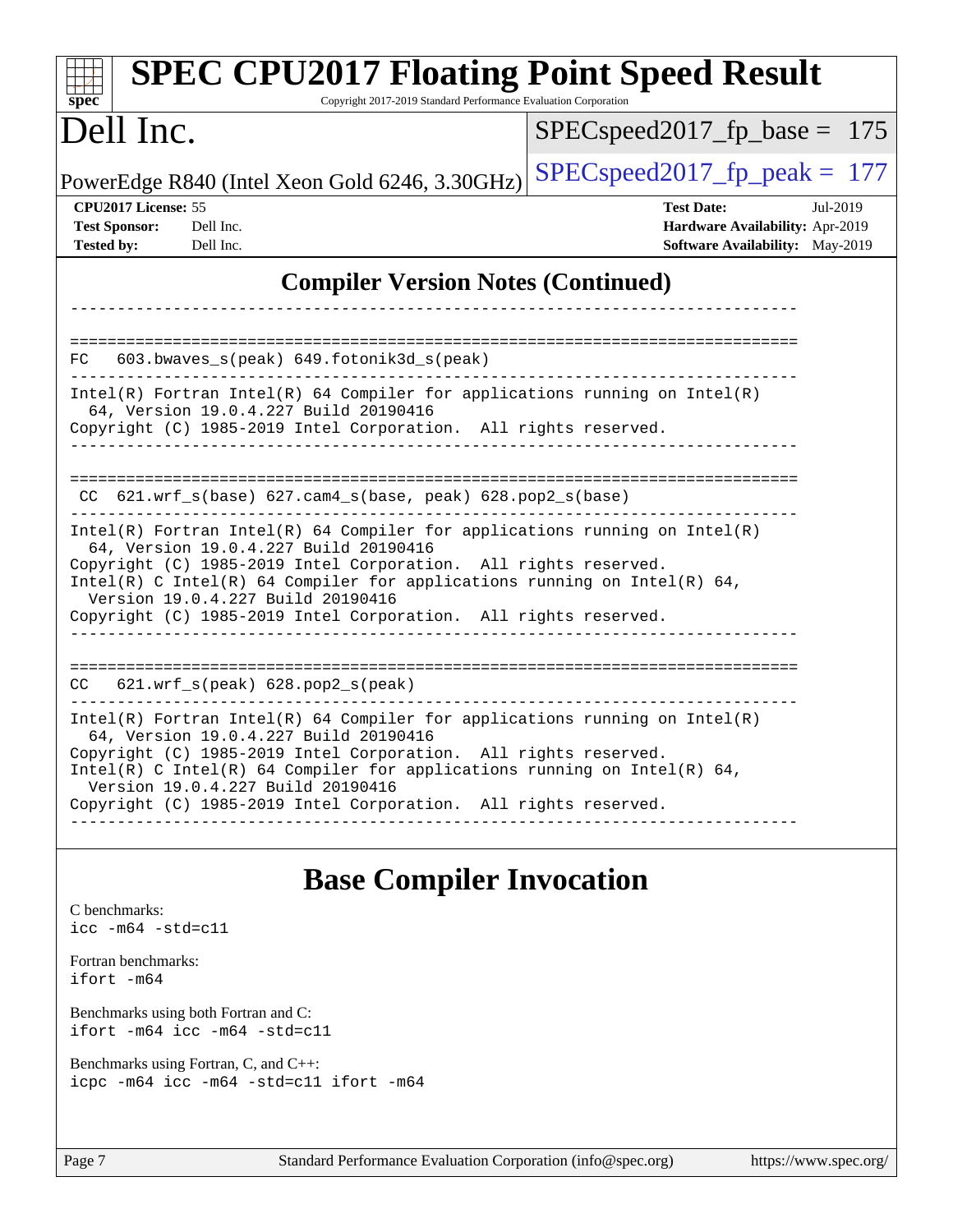# SPEC CPU2017 Floating Point Speed Result

Copyright 2017-2019 Standard Performance Evaluation Corporation

# Dell Inc.

PowerEdge R840 (Intel Xeon Gold 6246, 3.30GHz)

SPECspeed2017_fp_base = 175

SPECspeed2017_fp_peak = 177

**CPU2017 License:** 55
**Test Sponsor:** Dell Inc.
**Tested by:** Dell Inc.

**Test Date:** Jul-2019
**Hardware Availability:** Apr-2019
**Software Availability:** May-2019

## Compiler Version Notes (Continued)

```
------------------------------------------------------------------------------

==============================================================================
FC   603.bwaves_s(peak) 649.fotonik3d_s(peak)
------------------------------------------------------------------------------
Intel(R) Fortran Intel(R) 64 Compiler for applications running on Intel(R)
  64, Version 19.0.4.227 Build 20190416
Copyright (C) 1985-2019 Intel Corporation.  All rights reserved.
------------------------------------------------------------------------------

==============================================================================
 CC  621.wrf_s(base) 627.cam4_s(base, peak) 628.pop2_s(base)
------------------------------------------------------------------------------
Intel(R) Fortran Intel(R) 64 Compiler for applications running on Intel(R)
  64, Version 19.0.4.227 Build 20190416
Copyright (C) 1985-2019 Intel Corporation.  All rights reserved.
Intel(R) C Intel(R) 64 Compiler for applications running on Intel(R) 64,
  Version 19.0.4.227 Build 20190416
Copyright (C) 1985-2019 Intel Corporation.  All rights reserved.
------------------------------------------------------------------------------

==============================================================================
CC   621.wrf_s(peak) 628.pop2_s(peak)
------------------------------------------------------------------------------
Intel(R) Fortran Intel(R) 64 Compiler for applications running on Intel(R)
  64, Version 19.0.4.227 Build 20190416
Copyright (C) 1985-2019 Intel Corporation.  All rights reserved.
Intel(R) C Intel(R) 64 Compiler for applications running on Intel(R) 64,
  Version 19.0.4.227 Build 20190416
Copyright (C) 1985-2019 Intel Corporation.  All rights reserved.
------------------------------------------------------------------------------
```

## Base Compiler Invocation

C benchmarks:
`icc -m64 -std=c11`

Fortran benchmarks:
`ifort -m64`

Benchmarks using both Fortran and C:
`ifort -m64 icc -m64 -std=c11`

Benchmarks using Fortran, C, and C++:
`icpc -m64 icc -m64 -std=c11 ifort -m64`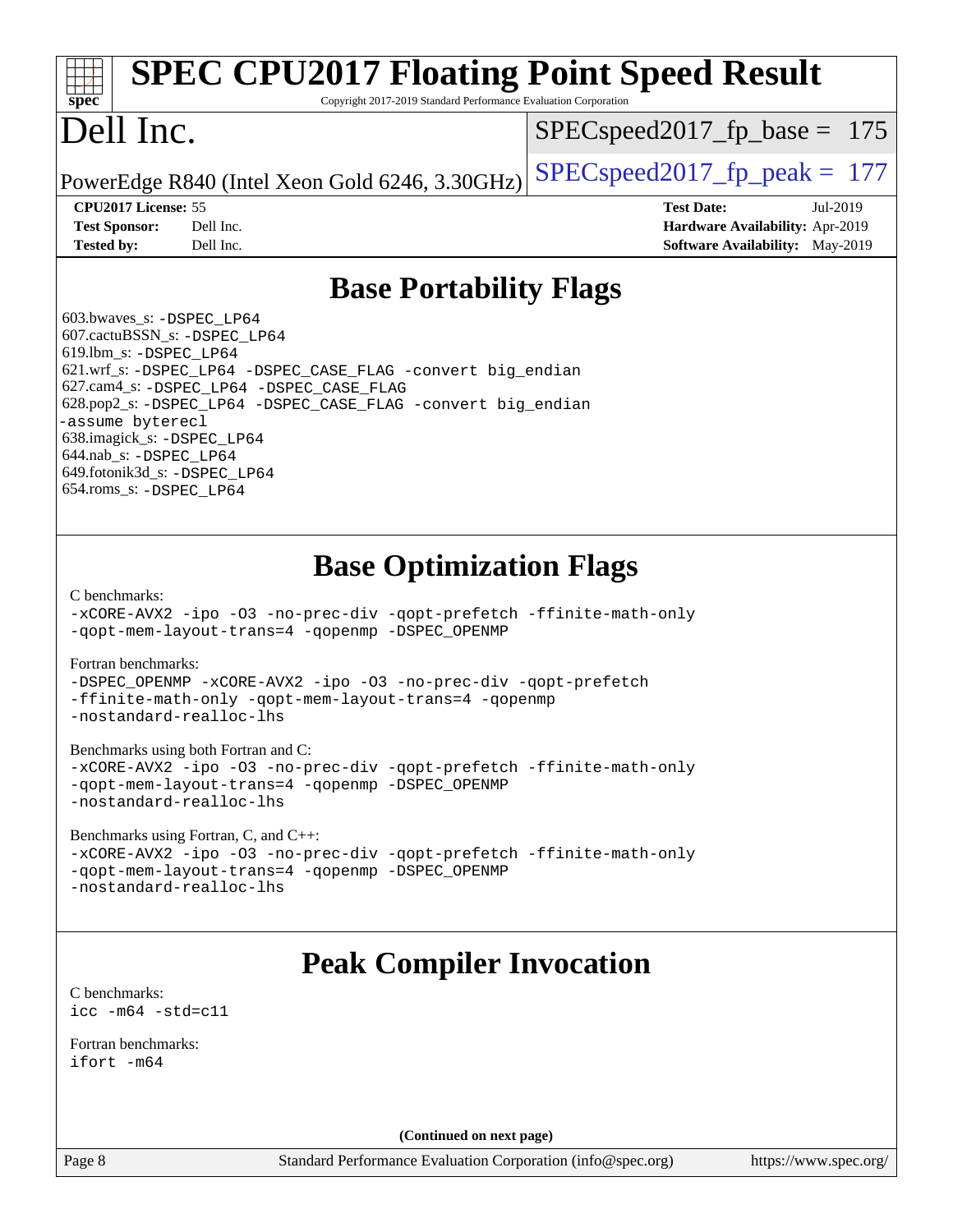## Base Portability Flags

603.bwaves_s: -DSPEC_LP64
607.cactuBSSN_s: -DSPEC_LP64
619.lbm_s: -DSPEC_LP64
621.wrf_s: -DSPEC_LP64 -DSPEC_CASE_FLAG -convert big_endian
627.cam4_s: -DSPEC_LP64 -DSPEC_CASE_FLAG
628.pop2_s: -DSPEC_LP64 -DSPEC_CASE_FLAG -convert big_endian -assume byterecl
638.imagick_s: -DSPEC_LP64
644.nab_s: -DSPEC_LP64
649.fotonik3d_s: -DSPEC_LP64
654.roms_s: -DSPEC_LP64

## Base Optimization Flags

C benchmarks:
-xCORE-AVX2 -ipo -O3 -no-prec-div -qopt-prefetch -ffinite-math-only -qopt-mem-layout-trans=4 -qopenmp -DSPEC_OPENMP

Fortran benchmarks:
-DSPEC_OPENMP -xCORE-AVX2 -ipo -O3 -no-prec-div -qopt-prefetch -ffinite-math-only -qopt-mem-layout-trans=4 -qopenmp -nostandard-realloc-lhs

Benchmarks using both Fortran and C:
-xCORE-AVX2 -ipo -O3 -no-prec-div -qopt-prefetch -ffinite-math-only -qopt-mem-layout-trans=4 -qopenmp -DSPEC_OPENMP -nostandard-realloc-lhs

Benchmarks using Fortran, C, and C++:
-xCORE-AVX2 -ipo -O3 -no-prec-div -qopt-prefetch -ffinite-math-only -qopt-mem-layout-trans=4 -qopenmp -DSPEC_OPENMP -nostandard-realloc-lhs

## Peak Compiler Invocation

C benchmarks:
icc -m64 -std=c11

Fortran benchmarks:
ifort -m64

(Continued on next page)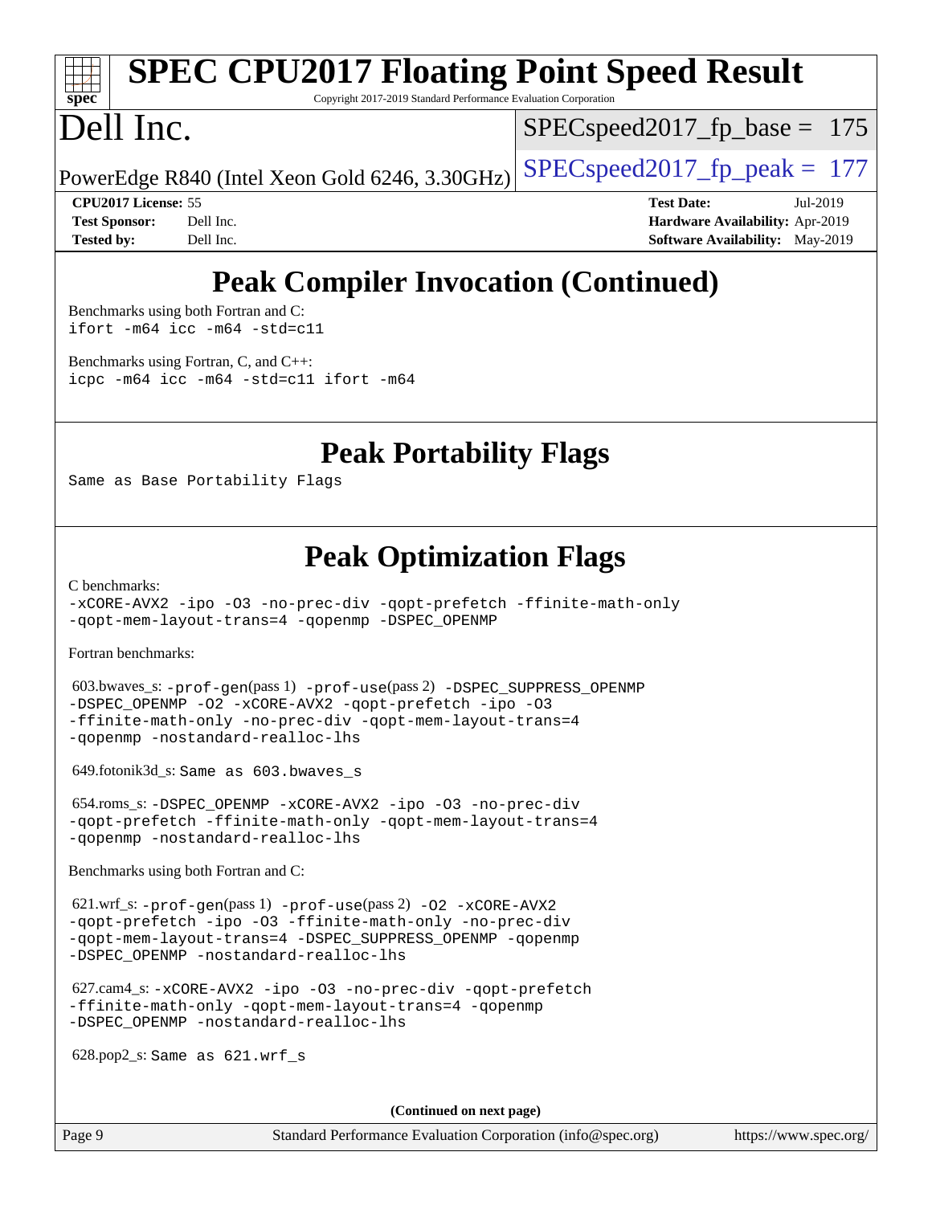# Peak Compiler Invocation (Continued)

Benchmarks using both Fortran and C:
```
ifort -m64 icc -m64 -std=c11
```

Benchmarks using Fortran, C, and C++:
```
icpc -m64 icc -m64 -std=c11 ifort -m64
```

# Peak Portability Flags

Same as Base Portability Flags

# Peak Optimization Flags

C benchmarks:
```
-xCORE-AVX2 -ipo -O3 -no-prec-div -qopt-prefetch -ffinite-math-only
-qopt-mem-layout-trans=4 -qopenmp -DSPEC_OPENMP
```

Fortran benchmarks:

603.bwaves_s: `-prof-gen`(pass 1) `-prof-use`(pass 2) `-DSPEC_SUPPRESS_OPENMP -DSPEC_OPENMP -O2 -xCORE-AVX2 -qopt-prefetch -ipo -O3 -ffinite-math-only -no-prec-div -qopt-mem-layout-trans=4 -qopenmp -nostandard-realloc-lhs`

649.fotonik3d_s: Same as 603.bwaves_s

654.roms_s: `-DSPEC_OPENMP -xCORE-AVX2 -ipo -O3 -no-prec-div -qopt-prefetch -ffinite-math-only -qopt-mem-layout-trans=4 -qopenmp -nostandard-realloc-lhs`

Benchmarks using both Fortran and C:

621.wrf_s: `-prof-gen`(pass 1) `-prof-use`(pass 2) `-O2 -xCORE-AVX2 -qopt-prefetch -ipo -O3 -ffinite-math-only -no-prec-div -qopt-mem-layout-trans=4 -DSPEC_SUPPRESS_OPENMP -qopenmp -DSPEC_OPENMP -nostandard-realloc-lhs`

627.cam4_s: `-xCORE-AVX2 -ipo -O3 -no-prec-div -qopt-prefetch -ffinite-math-only -qopt-mem-layout-trans=4 -qopenmp -DSPEC_OPENMP -nostandard-realloc-lhs`

628.pop2_s: Same as 621.wrf_s

**(Continued on next page)**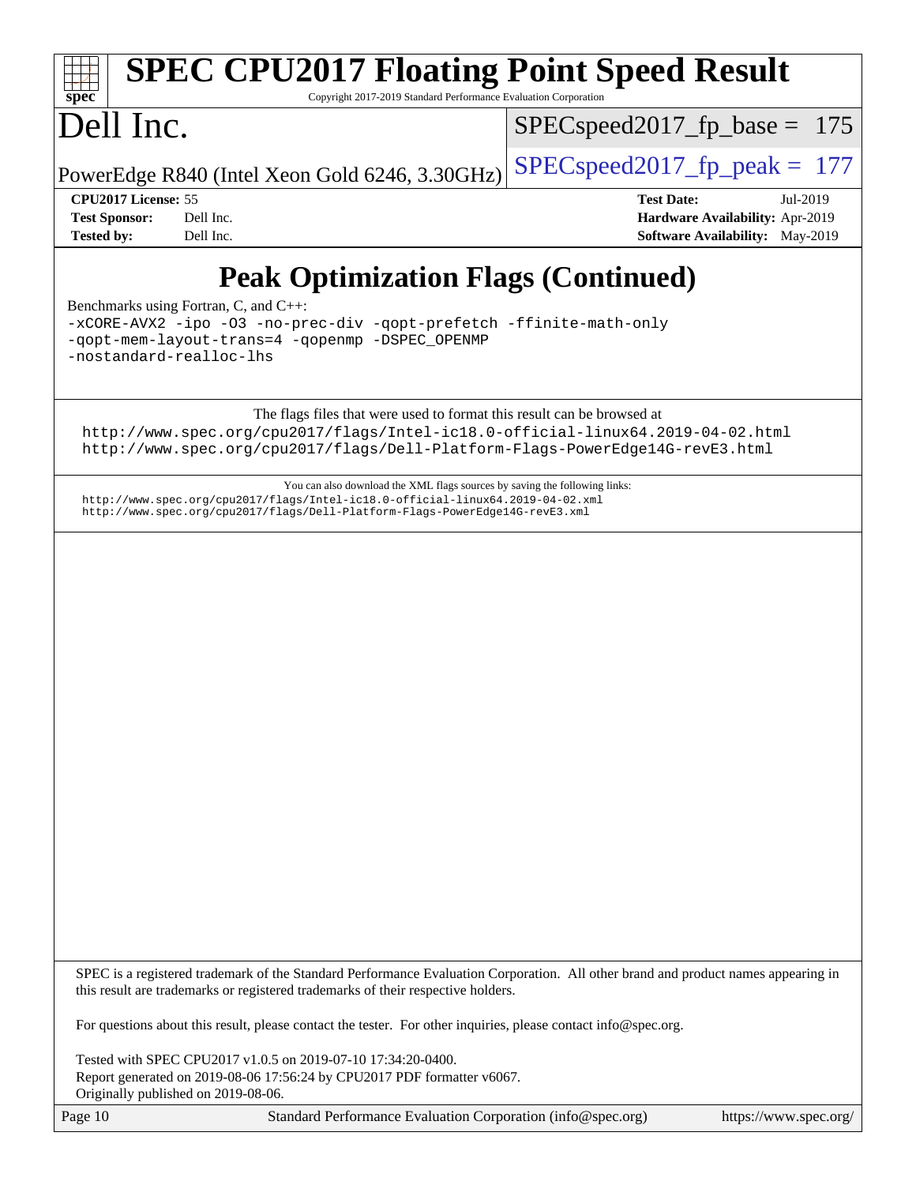# Peak Optimization Flags (Continued)

Benchmarks using Fortran, C, and C++:

```
-xCORE-AVX2 -ipo -O3 -no-prec-div -qopt-prefetch -ffinite-math-only
-qopt-mem-layout-trans=4 -qopenmp -DSPEC_OPENMP
-nostandard-realloc-lhs
```

The flags files that were used to format this result can be browsed at

http://www.spec.org/cpu2017/flags/Intel-ic18.0-official-linux64.2019-04-02.html
http://www.spec.org/cpu2017/flags/Dell-Platform-Flags-PowerEdge14G-revE3.html

You can also download the XML flags sources by saving the following links:

http://www.spec.org/cpu2017/flags/Intel-ic18.0-official-linux64.2019-04-02.xml
http://www.spec.org/cpu2017/flags/Dell-Platform-Flags-PowerEdge14G-revE3.xml

SPEC is a registered trademark of the Standard Performance Evaluation Corporation. All other brand and product names appearing in this result are trademarks or registered trademarks of their respective holders.

For questions about this result, please contact the tester. For other inquiries, please contact info@spec.org.

Tested with SPEC CPU2017 v1.0.5 on 2019-07-10 17:34:20-0400.
Report generated on 2019-08-06 17:56:24 by CPU2017 PDF formatter v6067.
Originally published on 2019-08-06.